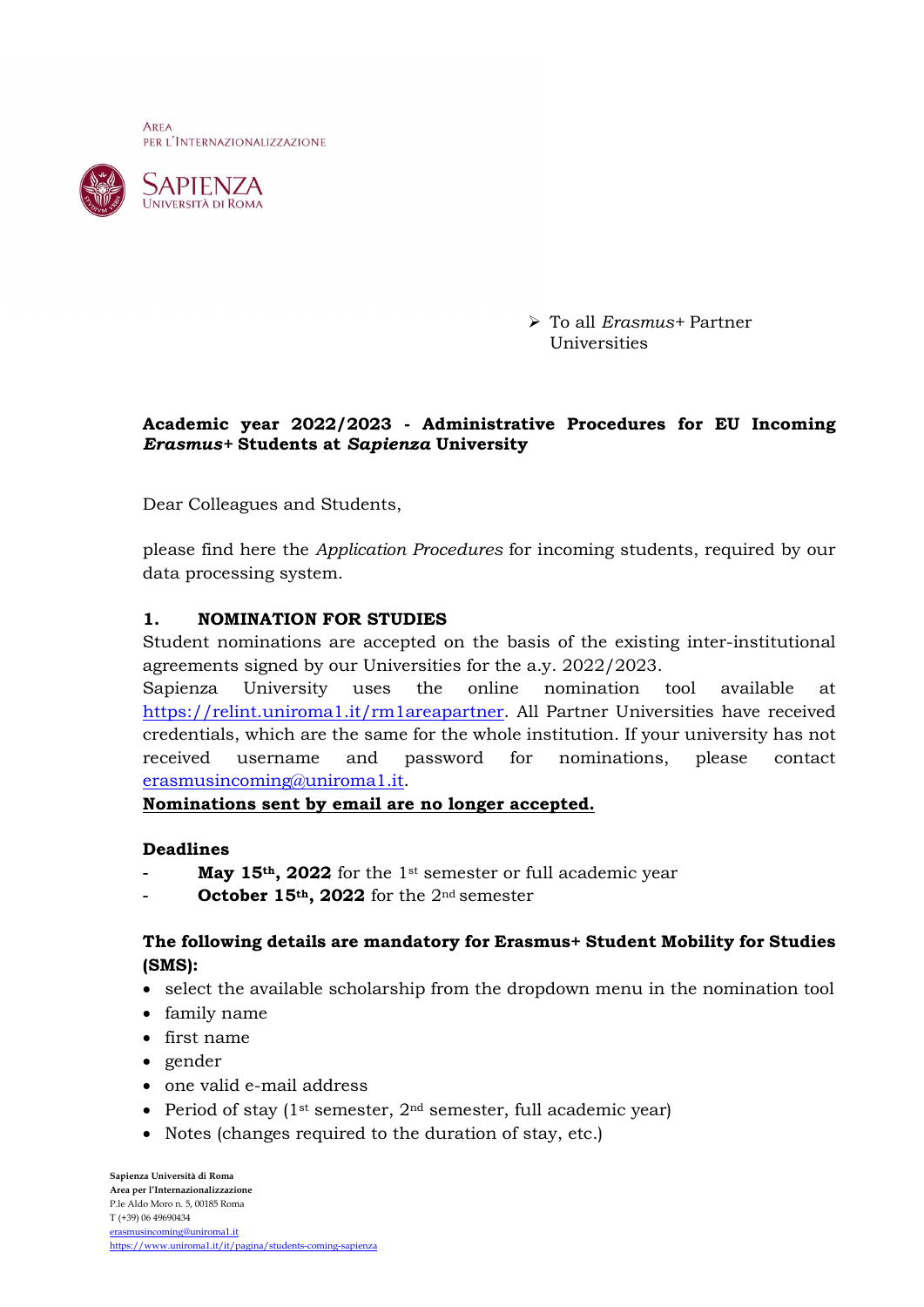AREA PER L'INTERNAZIONALIZZAZIONE

SAPIENZA UNIVERSITÀ DI ROMA

➢ To all *Erasmus*+ Partner Universities

**Academic year 2022/2023 - Administrative Procedures for EU Incoming *Erasmus*+ Students at *Sapienza* University**

Dear Colleagues and Students,

please find here the *Application Procedures* for incoming students, required by our data processing system.

## 1. NOMINATION FOR STUDIES

Student nominations are accepted on the basis of the existing inter-institutional agreements signed by our Universities for the a.y. 2022/2023.

Sapienza University uses the online nomination tool available at https://relint.uniroma1.it/rm1areapartner. All Partner Universities have received credentials, which are the same for the whole institution. If your university has not received username and password for nominations, please contact erasmusincoming@uniroma1.it.

**Nominations sent by email are no longer accepted.**

**Deadlines**

- **May 15th, 2022** for the 1st semester or full academic year
- **October 15th, 2022** for the 2nd semester

**The following details are mandatory for Erasmus+ Student Mobility for Studies (SMS):**

- select the available scholarship from the dropdown menu in the nomination tool
- family name
- first name
- gender
- one valid e-mail address
- Period of stay (1st semester, 2nd semester, full academic year)
- Notes (changes required to the duration of stay, etc.)

Sapienza Università di Roma
Area per l'Internazionalizzazione
P.le Aldo Moro n. 5, 00185 Roma
T (+39) 06 49690434
erasmusincoming@uniroma1.it
https://www.uniroma1.it/it/pagina/students-coming-sapienza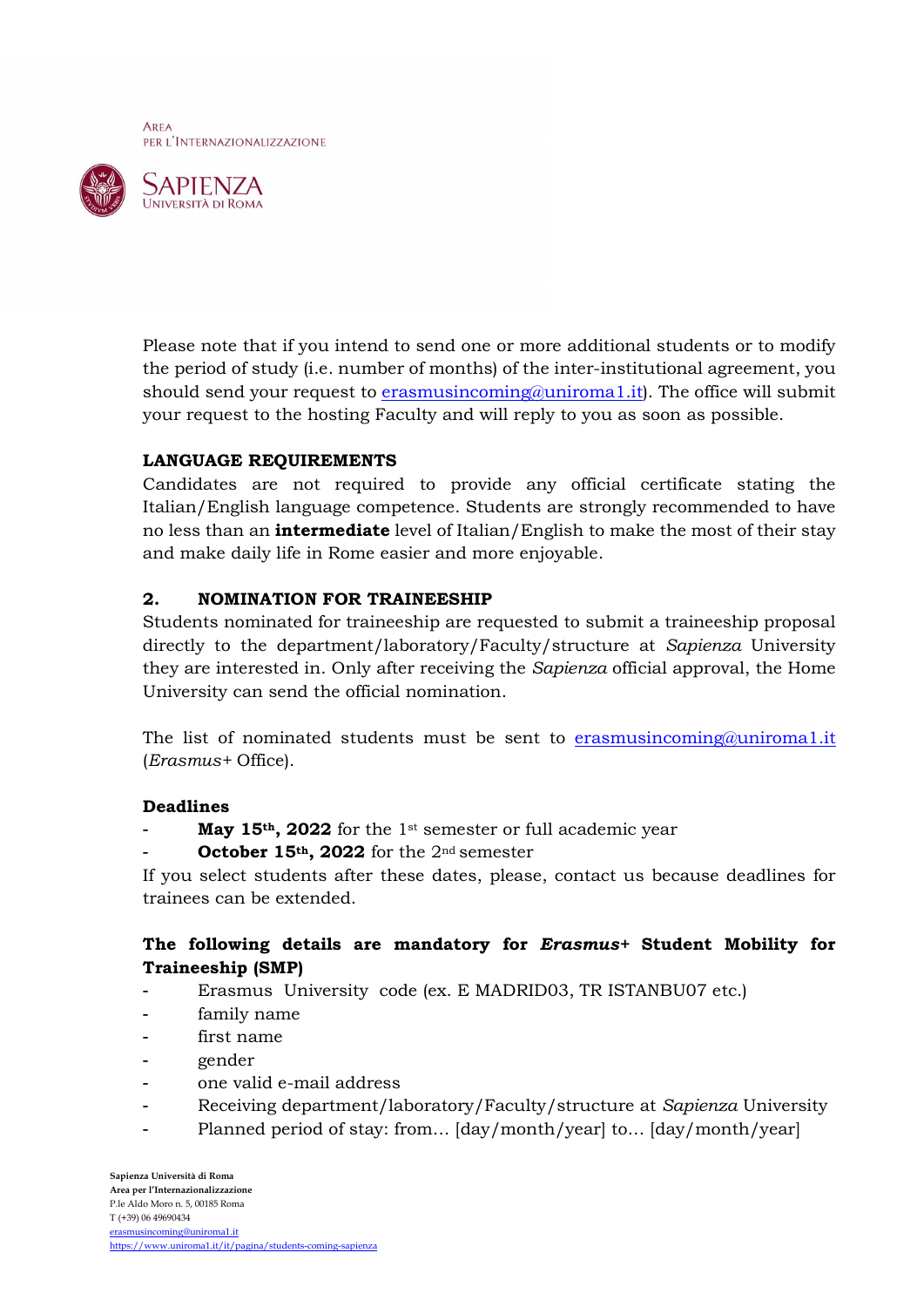Please note that if you intend to send one or more additional students or to modify the period of study (i.e. number of months) of the inter-institutional agreement, you should send your request to erasmusincoming@uniroma1.it). The office will submit your request to the hosting Faculty and will reply to you as soon as possible.

**LANGUAGE REQUIREMENTS**

Candidates are not required to provide any official certificate stating the Italian/English language competence. Students are strongly recommended to have no less than an **intermediate** level of Italian/English to make the most of their stay and make daily life in Rome easier and more enjoyable.

## 2. NOMINATION FOR TRAINEESHIP

Students nominated for traineeship are requested to submit a traineeship proposal directly to the department/laboratory/Faculty/structure at *Sapienza* University they are interested in. Only after receiving the *Sapienza* official approval, the Home University can send the official nomination.

The list of nominated students must be sent to erasmusincoming@uniroma1.it (*Erasmus+* Office).

**Deadlines**

- **May 15th, 2022** for the 1st semester or full academic year
- **October 15th, 2022** for the 2nd semester

If you select students after these dates, please, contact us because deadlines for trainees can be extended.

**The following details are mandatory for *Erasmus+* Student Mobility for Traineeship (SMP)**

- Erasmus University code (ex. E MADRID03, TR ISTANBU07 etc.)
- family name
- first name
- gender
- one valid e-mail address
- Receiving department/laboratory/Faculty/structure at *Sapienza* University
- Planned period of stay: from… [day/month/year] to… [day/month/year]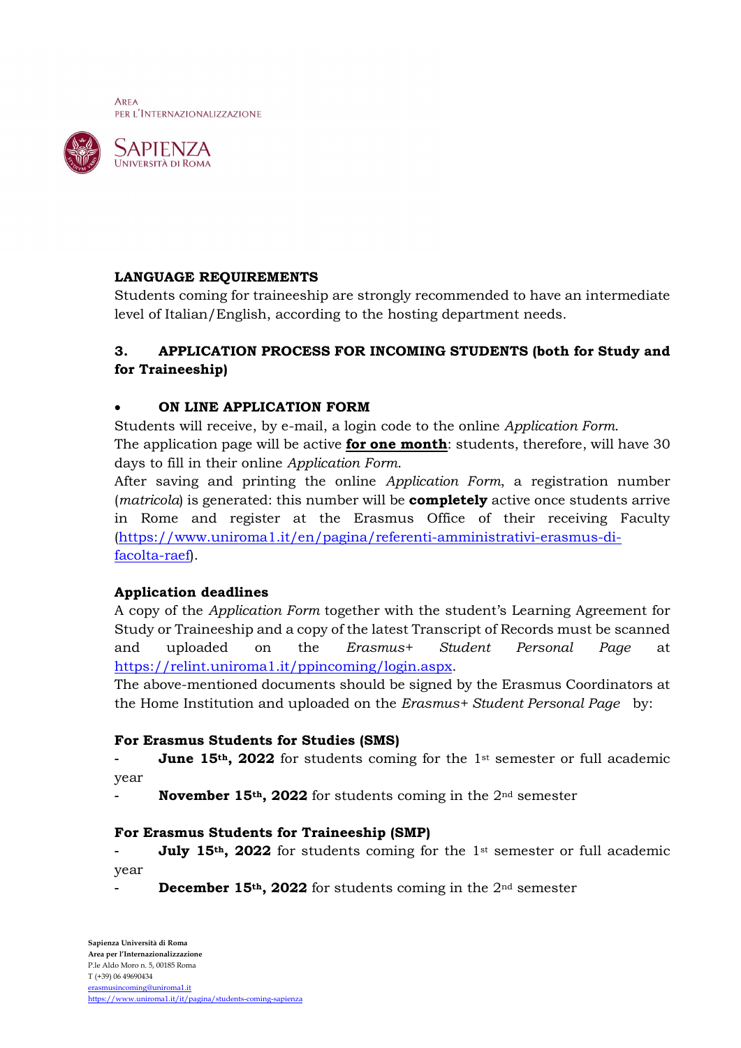**LANGUAGE REQUIREMENTS**

Students coming for traineeship are strongly recommended to have an intermediate level of Italian/English, according to the hosting department needs.

## 3. APPLICATION PROCESS FOR INCOMING STUDENTS (both for Study and for Traineeship)

- **ON LINE APPLICATION FORM**

Students will receive, by e-mail, a login code to the online *Application Form*.

The application page will be active **for one month**: students, therefore, will have 30 days to fill in their online *Application Form*.

After saving and printing the online *Application Form*, a registration number (*matricola*) is generated: this number will be **completely** active once students arrive in Rome and register at the Erasmus Office of their receiving Faculty (https://www.uniroma1.it/en/pagina/referenti-amministrativi-erasmus-di-facolta-raef).

**Application deadlines**

A copy of the *Application Form* together with the student's Learning Agreement for Study or Traineeship and a copy of the latest Transcript of Records must be scanned and uploaded on the *Erasmus+ Student Personal Page* at https://relint.uniroma1.it/ppincoming/login.aspx.

The above-mentioned documents should be signed by the Erasmus Coordinators at the Home Institution and uploaded on the *Erasmus+ Student Personal Page* by:

**For Erasmus Students for Studies (SMS)**

- **June 15th, 2022** for students coming for the 1st semester or full academic year
- **November 15th, 2022** for students coming in the 2nd semester

**For Erasmus Students for Traineeship (SMP)**

- **July 15th, 2022** for students coming for the 1st semester or full academic year
- **December 15th, 2022** for students coming in the 2nd semester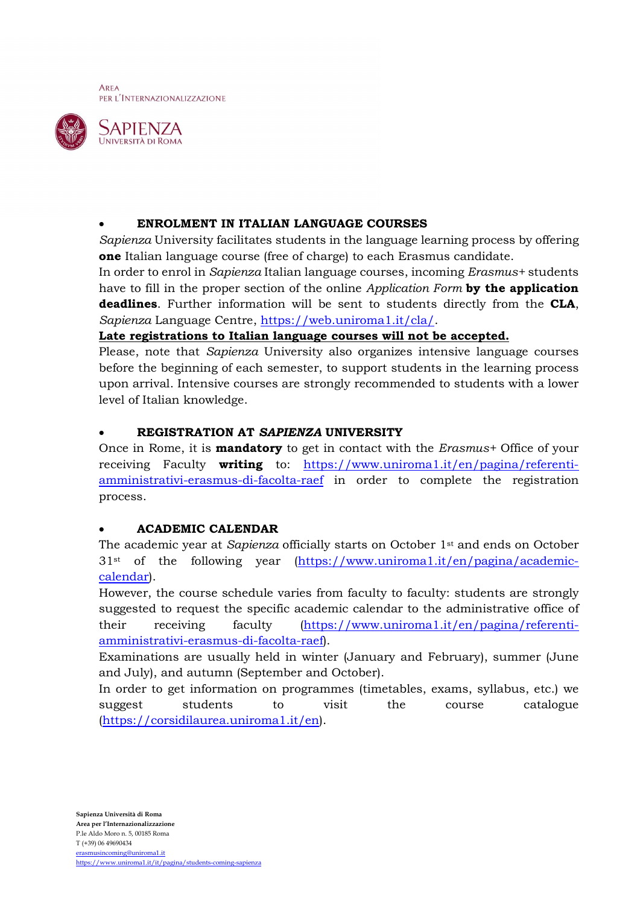- **ENROLMENT IN ITALIAN LANGUAGE COURSES**

*Sapienza* University facilitates students in the language learning process by offering **one** Italian language course (free of charge) to each Erasmus candidate.
In order to enrol in *Sapienza* Italian language courses, incoming *Erasmus+* students have to fill in the proper section of the online *Application Form* **by the application deadlines**. Further information will be sent to students directly from the **CLA**, *Sapienza* Language Centre, https://web.uniroma1.it/cla/.
**Late registrations to Italian language courses will not be accepted.**
Please, note that *Sapienza* University also organizes intensive language courses before the beginning of each semester, to support students in the learning process upon arrival. Intensive courses are strongly recommended to students with a lower level of Italian knowledge.

- **REGISTRATION AT *SAPIENZA* UNIVERSITY**

Once in Rome, it is **mandatory** to get in contact with the *Erasmus+* Office of your receiving Faculty **writing** to: https://www.uniroma1.it/en/pagina/referenti-amministrativi-erasmus-di-facolta-raef in order to complete the registration process.

- **ACADEMIC CALENDAR**

The academic year at *Sapienza* officially starts on October 1st and ends on October 31st of the following year (https://www.uniroma1.it/en/pagina/academic-calendar).
However, the course schedule varies from faculty to faculty: students are strongly suggested to request the specific academic calendar to the administrative office of their receiving faculty (https://www.uniroma1.it/en/pagina/referenti-amministrativi-erasmus-di-facolta-raef).
Examinations are usually held in winter (January and February), summer (June and July), and autumn (September and October).
In order to get information on programmes (timetables, exams, syllabus, etc.) we suggest students to visit the course catalogue (https://corsidilaurea.uniroma1.it/en).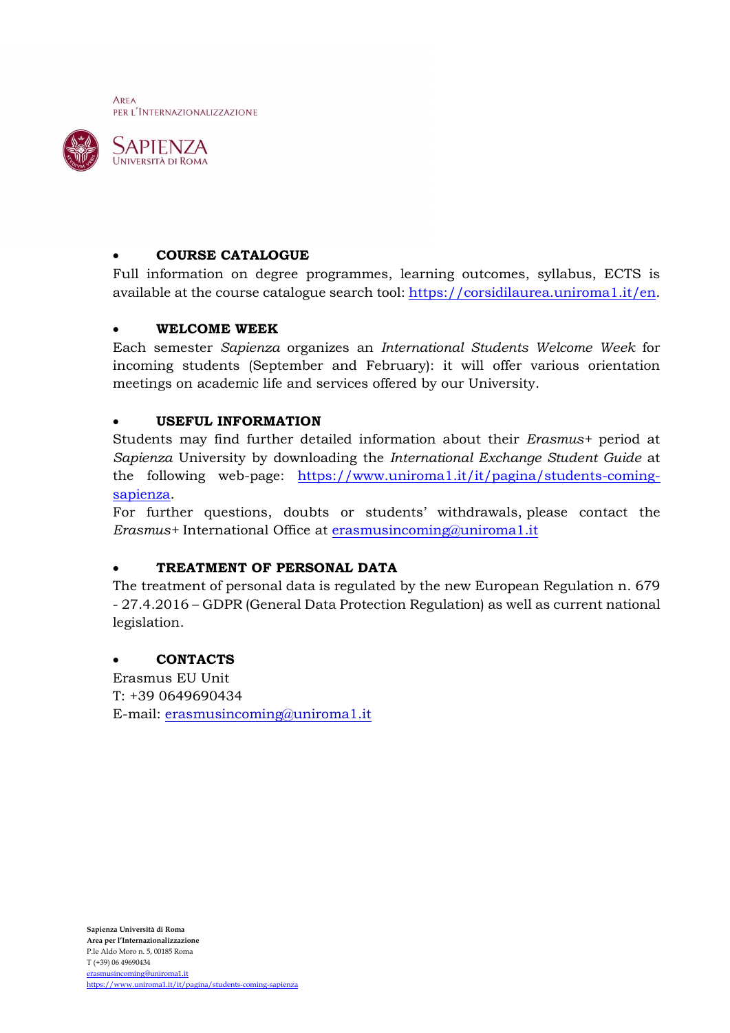- **COURSE CATALOGUE**

Full information on degree programmes, learning outcomes, syllabus, ECTS is available at the course catalogue search tool: [https://corsidilaurea.uniroma1.it/en](https://corsidilaurea.uniroma1.it/en).

- **WELCOME WEEK**

Each semester *Sapienza* organizes an *International Students Welcome Week* for incoming students (September and February): it will offer various orientation meetings on academic life and services offered by our University.

- **USEFUL INFORMATION**

Students may find further detailed information about their *Erasmus+* period at *Sapienza* University by downloading the *International Exchange Student Guide* at the following web-page: [https://www.uniroma1.it/it/pagina/students-coming-sapienza](https://www.uniroma1.it/it/pagina/students-coming-sapienza).

For further questions, doubts or students' withdrawals, please contact the *Erasmus+* International Office at [erasmusincoming@uniroma1.it](mailto:erasmusincoming@uniroma1.it)

- **TREATMENT OF PERSONAL DATA**

The treatment of personal data is regulated by the new European Regulation n. 679 - 27.4.2016 – GDPR (General Data Protection Regulation) as well as current national legislation.

- **CONTACTS**

Erasmus EU Unit
T: +39 0649690434
E-mail: [erasmusincoming@uniroma1.it](mailto:erasmusincoming@uniroma1.it)